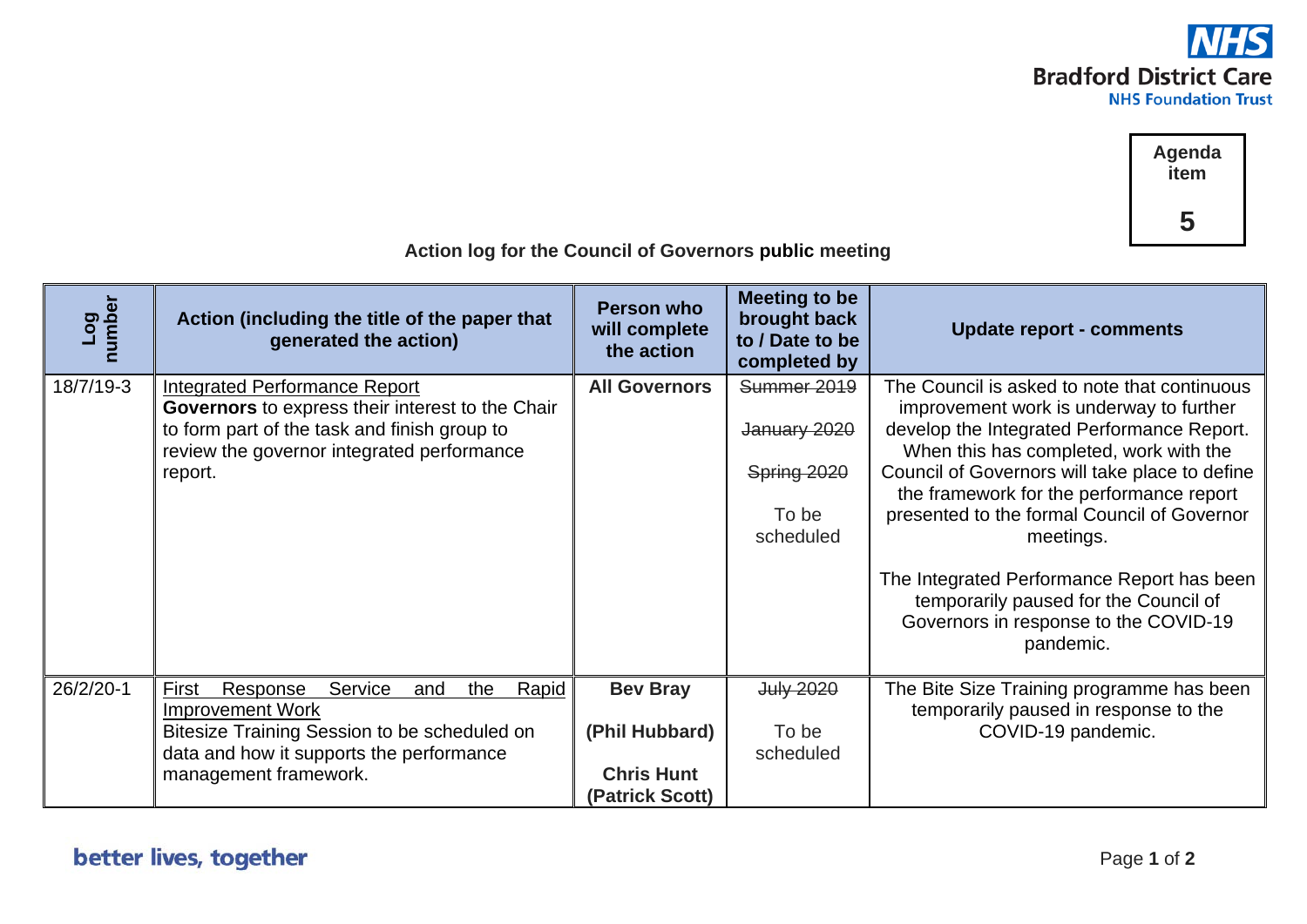Agenda item

**5**

**Action log for the Council of Governors public meeting**

| Log number | Action (including the title of the paper that generated the action) | Person who will complete the action | Meeting to be brought back to / Date to be completed by | Update report - comments |
|---|---|---|---|---|
| 18/7/19-3 | <u>Integrated Performance Report</u><br>**Governors** to express their interest to the Chair to form part of the task and finish group to review the governor integrated performance report. | **All Governors** | ~~Summer 2019~~<br>~~January 2020~~<br>~~Spring 2020~~<br>To be scheduled | The Council is asked to note that continuous improvement work is underway to further develop the Integrated Performance Report. When this has completed, work with the Council of Governors will take place to define the framework for the performance report presented to the formal Council of Governor meetings.<br>The Integrated Performance Report has been temporarily paused for the Council of Governors in response to the COVID-19 pandemic. |
| 26/2/20-1 | <u>First Response Service and the Rapid Improvement Work</u><br>Bitesize Training Session to be scheduled on data and how it supports the performance management framework. | **Bev Bray**<br>**(Phil Hubbard)**<br>**Chris Hunt**<br>**(Patrick Scott)** | ~~July 2020~~<br>To be scheduled | The Bite Size Training programme has been temporarily paused in response to the COVID-19 pandemic. |

better lives, together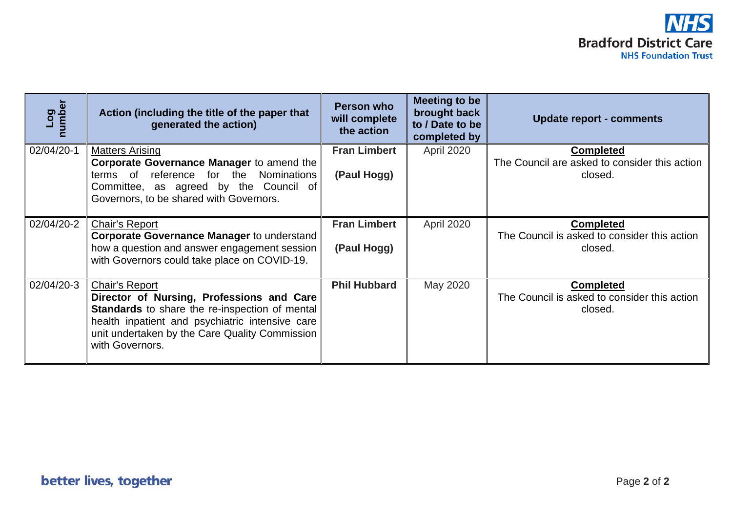| Log number | Action (including the title of the paper that generated the action) | Person who will complete the action | Meeting to be brought back to / Date to be completed by | Update report - comments |
|---|---|---|---|---|
| 02/04/20-1 | Matters Arising<br>**Corporate Governance Manager** to amend the terms of reference for the Nominations Committee, as agreed by the Council of Governors, to be shared with Governors. | **Fran Limbert**<br><br>**(Paul Hogg)** | April 2020 | **Completed**<br>The Council are asked to consider this action closed. |
| 02/04/20-2 | Chair's Report<br>**Corporate Governance Manager** to understand how a question and answer engagement session with Governors could take place on COVID-19. | **Fran Limbert**<br><br>**(Paul Hogg)** | April 2020 | **Completed**<br>The Council is asked to consider this action closed. |
| 02/04/20-3 | Chair's Report<br>**Director of Nursing, Professions and Care Standards** to share the re-inspection of mental health inpatient and psychiatric intensive care unit undertaken by the Care Quality Commission with Governors. | **Phil Hubbard** | May 2020 | **Completed**<br>The Council is asked to consider this action closed. |